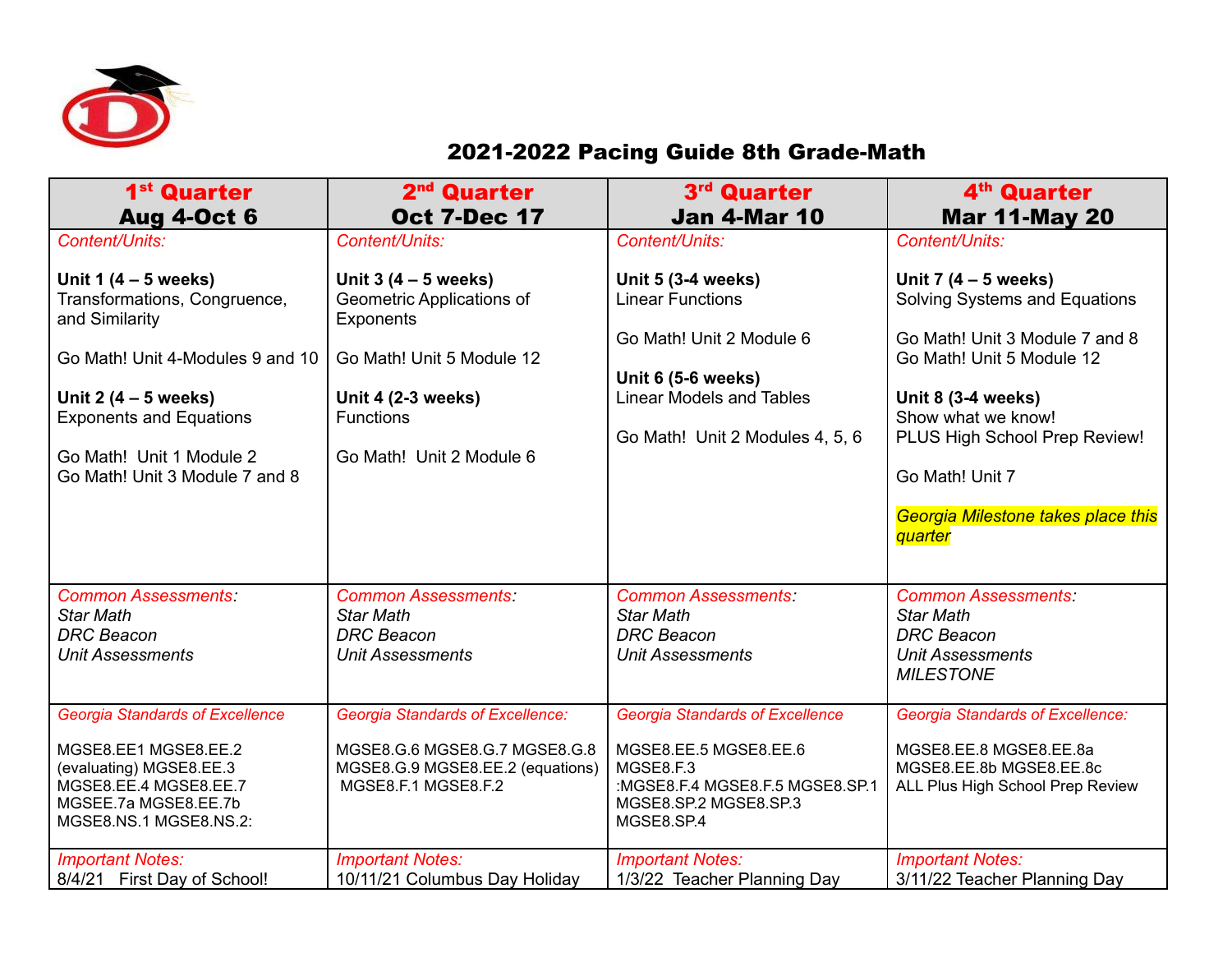# 2021-2022 Pacing Guide 8th Grade-Math

| 1st Quarter<br>Aug 4-Oct 6 | 2nd Quarter<br>Oct 7-Dec 17 | 3rd Quarter<br>Jan 4-Mar 10 | 4th Quarter<br>Mar 11-May 20 |
|---|---|---|---|
| *Content/Units:*<br><br>**Unit 1 (4 – 5 weeks)**<br>Transformations, Congruence, and Similarity<br><br>Go Math! Unit 4-Modules 9 and 10<br><br>**Unit 2 (4 – 5 weeks)**<br>Exponents and Equations<br><br>Go Math! Unit 1 Module 2<br>Go Math! Unit 3 Module 7 and 8 | *Content/Units:*<br><br>**Unit 3 (4 – 5 weeks)**<br>Geometric Applications of Exponents<br><br>Go Math! Unit 5 Module 12<br><br>**Unit 4 (2-3 weeks)**<br>Functions<br><br>Go Math! Unit 2 Module 6 | *Content/Units:*<br><br>**Unit 5 (3-4 weeks)**<br>Linear Functions<br><br>Go Math! Unit 2 Module 6<br><br>**Unit 6 (5-6 weeks)**<br>Linear Models and Tables<br><br>Go Math! Unit 2 Modules 4, 5, 6 | *Content/Units:*<br><br>**Unit 7 (4 – 5 weeks)**<br>Solving Systems and Equations<br><br>Go Math! Unit 3 Module 7 and 8<br>Go Math! Unit 5 Module 12<br><br>**Unit 8 (3-4 weeks)**<br>Show what we know!<br>PLUS High School Prep Review!<br><br>Go Math! Unit 7<br><br>*Georgia Milestone takes place this quarter* |
| *Common Assessments:*<br>*Star Math*<br>*DRC Beacon*<br>*Unit Assessments* | *Common Assessments:*<br>*Star Math*<br>*DRC Beacon*<br>*Unit Assessments* | *Common Assessments:*<br>*Star Math*<br>*DRC Beacon*<br>*Unit Assessments* | *Common Assessments:*<br>*Star Math*<br>*DRC Beacon*<br>*Unit Assessments*<br>*MILESTONE* |
| *Georgia Standards of Excellence*<br><br>MGSE8.EE1 MGSE8.EE.2 (evaluating) MGSE8.EE.3 MGSE8.EE.4 MGSE8.EE.7 MGSEE.7a MGSE8.EE.7b MGSE8.NS.1 MGSE8.NS.2: | *Georgia Standards of Excellence:*<br><br>MGSE8.G.6 MGSE8.G.7 MGSE8.G.8 MGSE8.G.9 MGSE8.EE.2 (equations) MGSE8.F.1 MGSE8.F.2 | *Georgia Standards of Excellence*<br><br>MGSE8.EE.5 MGSE8.EE.6 MGSE8.F.3 :MGSE8.F.4 MGSE8.F.5 MGSE8.SP.1 MGSE8.SP.2 MGSE8.SP.3 MGSE8.SP.4 | *Georgia Standards of Excellence:*<br><br>MGSE8.EE.8 MGSE8.EE.8a MGSE8.EE.8b MGSE8.EE.8c ALL Plus High School Prep Review |
| *Important Notes:*<br>8/4/21 First Day of School! | *Important Notes:*<br>10/11/21 Columbus Day Holiday | *Important Notes:*<br>1/3/22 Teacher Planning Day | *Important Notes:*<br>3/11/22 Teacher Planning Day |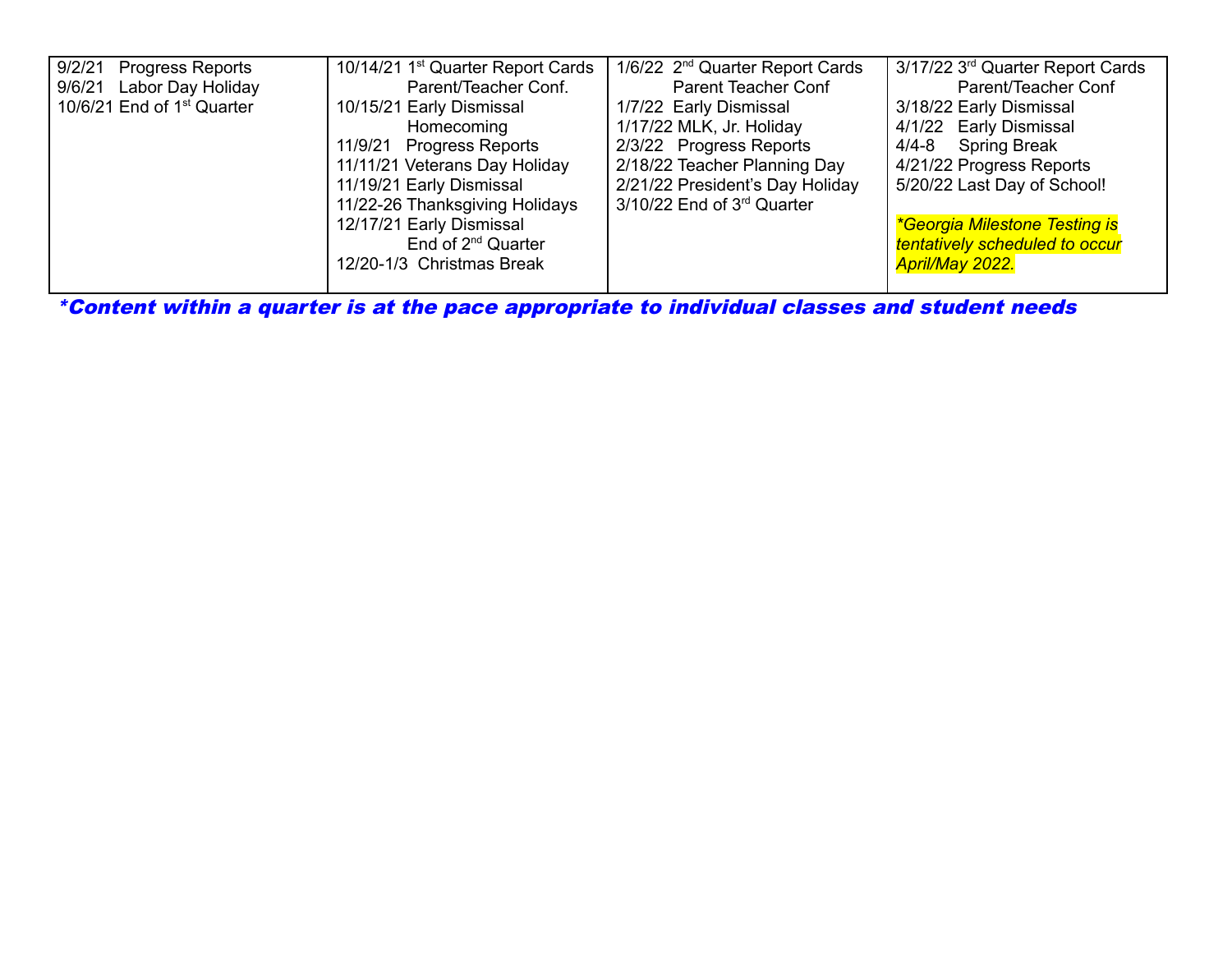| | | | |
|---|---|---|---|
| 9/2/21 Progress Reports<br>9/6/21 Labor Day Holiday<br>10/6/21 End of 1st Quarter | 10/14/21 1st Quarter Report Cards Parent/Teacher Conf.<br>10/15/21 Early Dismissal Homecoming<br>11/9/21 Progress Reports<br>11/11/21 Veterans Day Holiday<br>11/19/21 Early Dismissal<br>11/22-26 Thanksgiving Holidays<br>12/17/21 Early Dismissal End of 2nd Quarter<br>12/20-1/3 Christmas Break | 1/6/22 2nd Quarter Report Cards Parent Teacher Conf<br>1/7/22 Early Dismissal<br>1/17/22 MLK, Jr. Holiday<br>2/3/22 Progress Reports<br>2/18/22 Teacher Planning Day<br>2/21/22 President's Day Holiday<br>3/10/22 End of 3rd Quarter | 3/17/22 3rd Quarter Report Cards Parent/Teacher Conf<br>3/18/22 Early Dismissal<br>4/1/22 Early Dismissal<br>4/4-8 Spring Break<br>4/21/22 Progress Reports<br>5/20/22 Last Day of School!<br><br>*\*Georgia Milestone Testing is tentatively scheduled to occur April/May 2022.* |

***\*Content within a quarter is at the pace appropriate to individual classes and student needs***